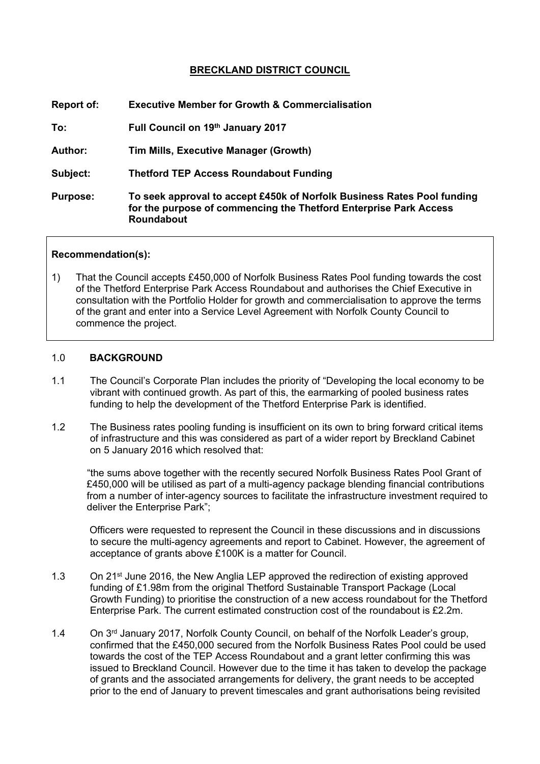# BRECKLAND DISTRICT COUNCIL

**Report of:** **Executive Member for Growth & Commercialisation**

**To:** **Full Council on 19th January 2017**

**Author:** **Tim Mills, Executive Manager (Growth)**

**Subject:** **Thetford TEP Access Roundabout Funding**

**Purpose:** **To seek approval to accept £450k of Norfolk Business Rates Pool funding for the purpose of commencing the Thetford Enterprise Park Access Roundabout**

---

**Recommendation(s):**

1) That the Council accepts £450,000 of Norfolk Business Rates Pool funding towards the cost of the Thetford Enterprise Park Access Roundabout and authorises the Chief Executive in consultation with the Portfolio Holder for growth and commercialisation to approve the terms of the grant and enter into a Service Level Agreement with Norfolk County Council to commence the project.

---

## 1.0 BACKGROUND

1.1 The Council's Corporate Plan includes the priority of "Developing the local economy to be vibrant with continued growth. As part of this, the earmarking of pooled business rates funding to help the development of the Thetford Enterprise Park is identified.

1.2 The Business rates pooling funding is insufficient on its own to bring forward critical items of infrastructure and this was considered as part of a wider report by Breckland Cabinet on 5 January 2016 which resolved that:

"the sums above together with the recently secured Norfolk Business Rates Pool Grant of £450,000 will be utilised as part of a multi-agency package blending financial contributions from a number of inter-agency sources to facilitate the infrastructure investment required to deliver the Enterprise Park";

Officers were requested to represent the Council in these discussions and in discussions to secure the multi-agency agreements and report to Cabinet. However, the agreement of acceptance of grants above £100K is a matter for Council.

1.3 On 21st June 2016, the New Anglia LEP approved the redirection of existing approved funding of £1.98m from the original Thetford Sustainable Transport Package (Local Growth Funding) to prioritise the construction of a new access roundabout for the Thetford Enterprise Park. The current estimated construction cost of the roundabout is £2.2m.

1.4 On 3rd January 2017, Norfolk County Council, on behalf of the Norfolk Leader's group, confirmed that the £450,000 secured from the Norfolk Business Rates Pool could be used towards the cost of the TEP Access Roundabout and a grant letter confirming this was issued to Breckland Council. However due to the time it has taken to develop the package of grants and the associated arrangements for delivery, the grant needs to be accepted prior to the end of January to prevent timescales and grant authorisations being revisited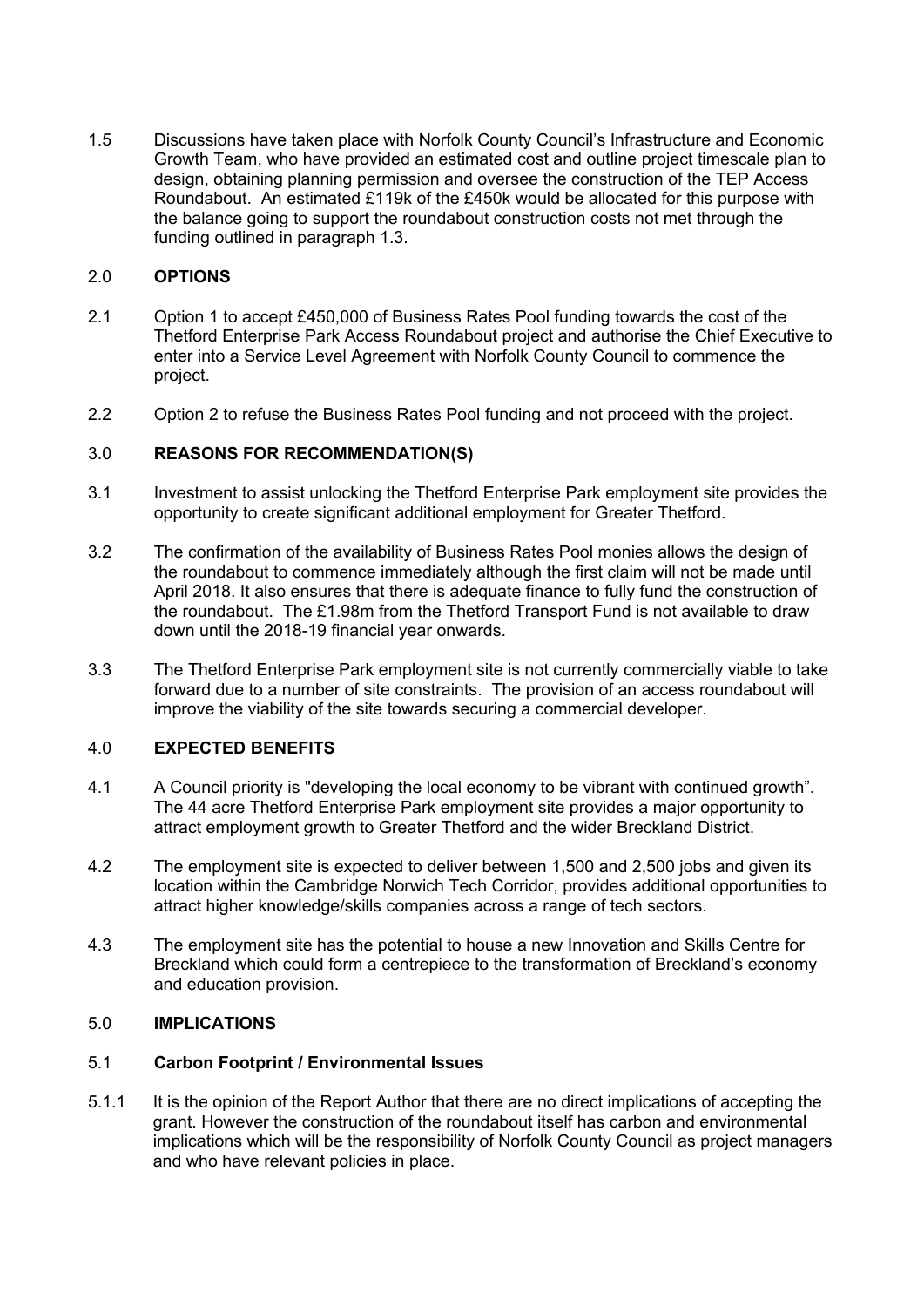1.5 Discussions have taken place with Norfolk County Council's Infrastructure and Economic Growth Team, who have provided an estimated cost and outline project timescale plan to design, obtaining planning permission and oversee the construction of the TEP Access Roundabout. An estimated £119k of the £450k would be allocated for this purpose with the balance going to support the roundabout construction costs not met through the funding outlined in paragraph 1.3.

## 2.0 OPTIONS

2.1 Option 1 to accept £450,000 of Business Rates Pool funding towards the cost of the Thetford Enterprise Park Access Roundabout project and authorise the Chief Executive to enter into a Service Level Agreement with Norfolk County Council to commence the project.

2.2 Option 2 to refuse the Business Rates Pool funding and not proceed with the project.

## 3.0 REASONS FOR RECOMMENDATION(S)

3.1 Investment to assist unlocking the Thetford Enterprise Park employment site provides the opportunity to create significant additional employment for Greater Thetford.

3.2 The confirmation of the availability of Business Rates Pool monies allows the design of the roundabout to commence immediately although the first claim will not be made until April 2018. It also ensures that there is adequate finance to fully fund the construction of the roundabout. The £1.98m from the Thetford Transport Fund is not available to draw down until the 2018-19 financial year onwards.

3.3 The Thetford Enterprise Park employment site is not currently commercially viable to take forward due to a number of site constraints. The provision of an access roundabout will improve the viability of the site towards securing a commercial developer.

## 4.0 EXPECTED BENEFITS

4.1 A Council priority is "developing the local economy to be vibrant with continued growth". The 44 acre Thetford Enterprise Park employment site provides a major opportunity to attract employment growth to Greater Thetford and the wider Breckland District.

4.2 The employment site is expected to deliver between 1,500 and 2,500 jobs and given its location within the Cambridge Norwich Tech Corridor, provides additional opportunities to attract higher knowledge/skills companies across a range of tech sectors.

4.3 The employment site has the potential to house a new Innovation and Skills Centre for Breckland which could form a centrepiece to the transformation of Breckland's economy and education provision.

## 5.0 IMPLICATIONS

### 5.1 Carbon Footprint / Environmental Issues

5.1.1 It is the opinion of the Report Author that there are no direct implications of accepting the grant. However the construction of the roundabout itself has carbon and environmental implications which will be the responsibility of Norfolk County Council as project managers and who have relevant policies in place.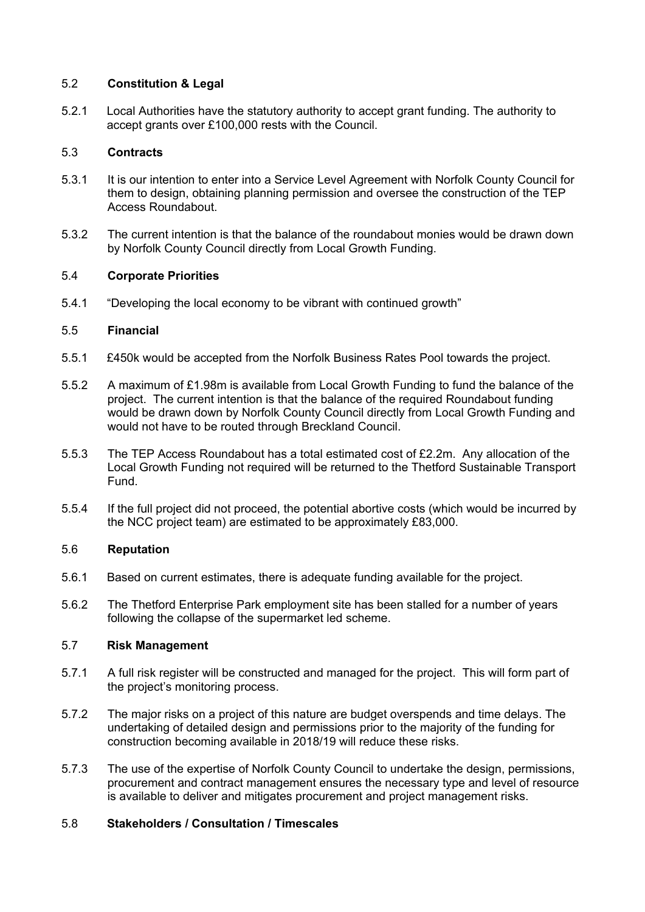### 5.2 Constitution & Legal

5.2.1 Local Authorities have the statutory authority to accept grant funding. The authority to accept grants over £100,000 rests with the Council.

### 5.3 Contracts

5.3.1 It is our intention to enter into a Service Level Agreement with Norfolk County Council for them to design, obtaining planning permission and oversee the construction of the TEP Access Roundabout.

5.3.2 The current intention is that the balance of the roundabout monies would be drawn down by Norfolk County Council directly from Local Growth Funding.

### 5.4 Corporate Priorities

5.4.1 "Developing the local economy to be vibrant with continued growth"

### 5.5 Financial

5.5.1 £450k would be accepted from the Norfolk Business Rates Pool towards the project.

5.5.2 A maximum of £1.98m is available from Local Growth Funding to fund the balance of the project. The current intention is that the balance of the required Roundabout funding would be drawn down by Norfolk County Council directly from Local Growth Funding and would not have to be routed through Breckland Council.

5.5.3 The TEP Access Roundabout has a total estimated cost of £2.2m. Any allocation of the Local Growth Funding not required will be returned to the Thetford Sustainable Transport Fund.

5.5.4 If the full project did not proceed, the potential abortive costs (which would be incurred by the NCC project team) are estimated to be approximately £83,000.

### 5.6 Reputation

5.6.1 Based on current estimates, there is adequate funding available for the project.

5.6.2 The Thetford Enterprise Park employment site has been stalled for a number of years following the collapse of the supermarket led scheme.

### 5.7 Risk Management

5.7.1 A full risk register will be constructed and managed for the project. This will form part of the project's monitoring process.

5.7.2 The major risks on a project of this nature are budget overspends and time delays. The undertaking of detailed design and permissions prior to the majority of the funding for construction becoming available in 2018/19 will reduce these risks.

5.7.3 The use of the expertise of Norfolk County Council to undertake the design, permissions, procurement and contract management ensures the necessary type and level of resource is available to deliver and mitigates procurement and project management risks.

### 5.8 Stakeholders / Consultation / Timescales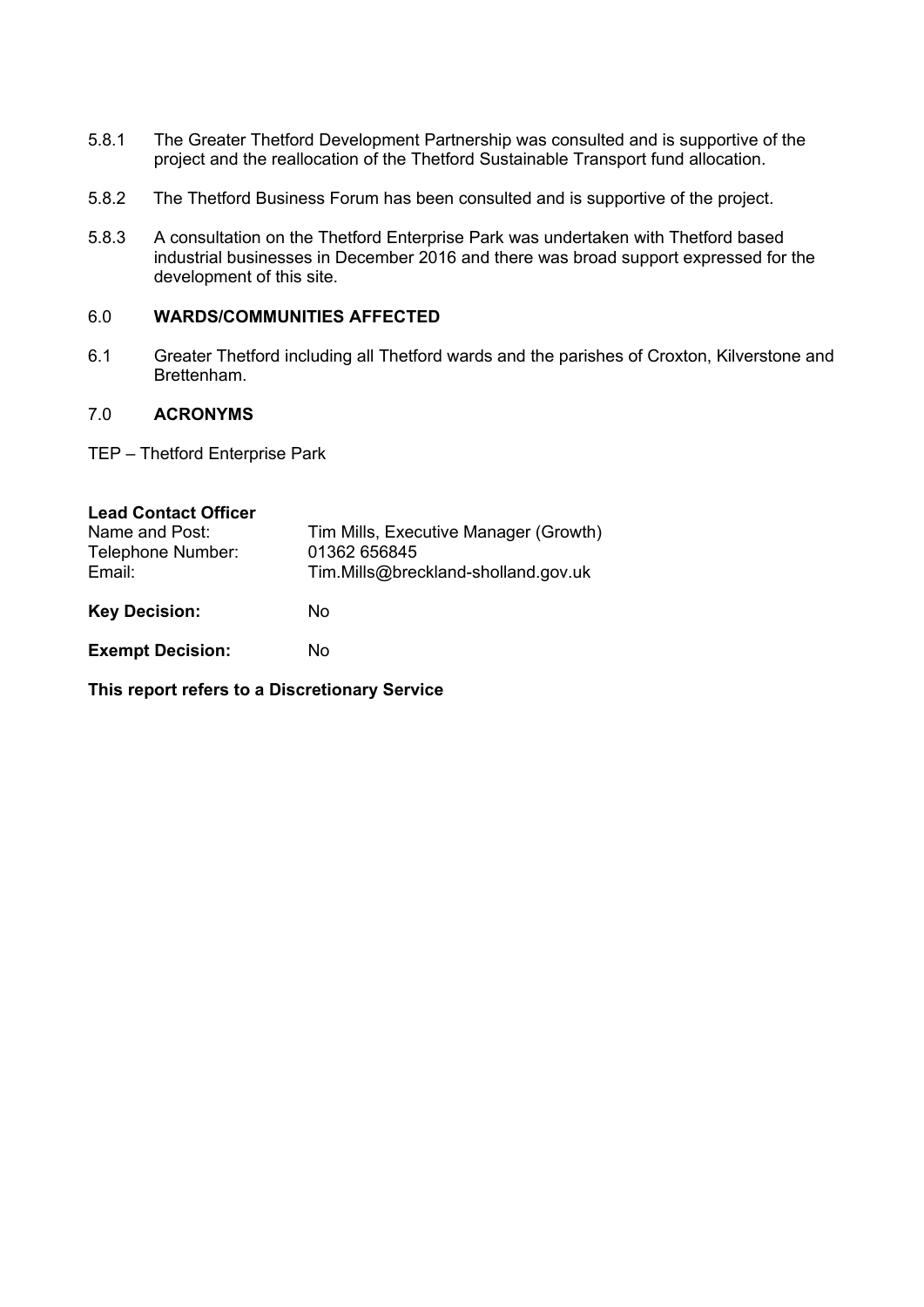5.8.1 The Greater Thetford Development Partnership was consulted and is supportive of the project and the reallocation of the Thetford Sustainable Transport fund allocation.

5.8.2 The Thetford Business Forum has been consulted and is supportive of the project.

5.8.3 A consultation on the Thetford Enterprise Park was undertaken with Thetford based industrial businesses in December 2016 and there was broad support expressed for the development of this site.

## 6.0 WARDS/COMMUNITIES AFFECTED

6.1 Greater Thetford including all Thetford wards and the parishes of Croxton, Kilverstone and Brettenham.

## 7.0 ACRONYMS

TEP – Thetford Enterprise Park

**Lead Contact Officer**

| | |
|---|---|
| Name and Post: | Tim Mills, Executive Manager (Growth) |
| Telephone Number: | 01362 656845 |
| Email: | Tim.Mills@breckland-sholland.gov.uk |

**Key Decision:** No

**Exempt Decision:** No

**This report refers to a Discretionary Service**